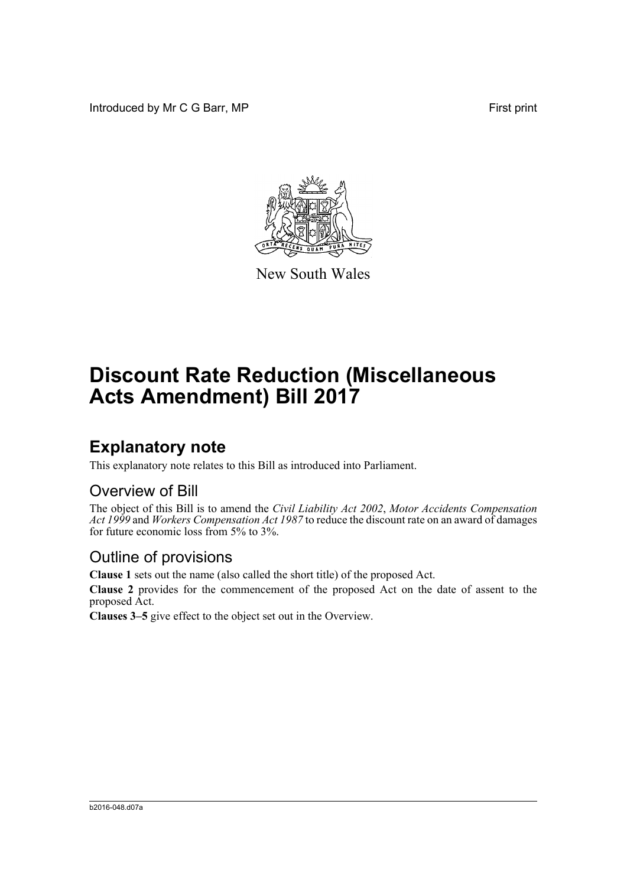Introduced by Mr C G Barr, MP

First print

New South Wales

# Discount Rate Reduction (Miscellaneous Acts Amendment) Bill 2017

## Explanatory note

This explanatory note relates to this Bill as introduced into Parliament.

### Overview of Bill

The object of this Bill is to amend the *Civil Liability Act 2002*, *Motor Accidents Compensation Act 1999* and *Workers Compensation Act 1987* to reduce the discount rate on an award of damages for future economic loss from 5% to 3%.

### Outline of provisions

**Clause 1** sets out the name (also called the short title) of the proposed Act.

**Clause 2** provides for the commencement of the proposed Act on the date of assent to the proposed Act.

**Clauses 3–5** give effect to the object set out in the Overview.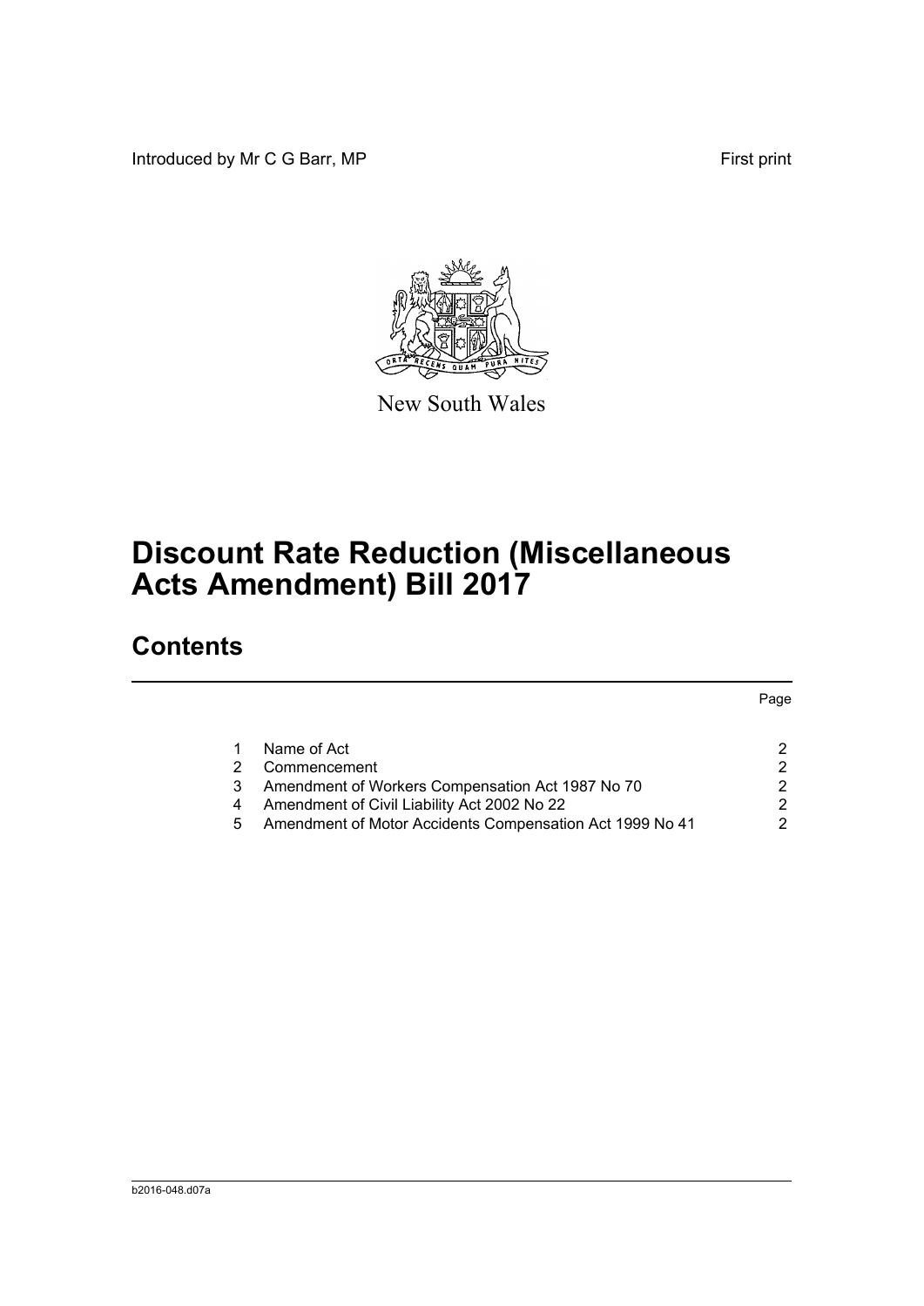Introduced by Mr C G Barr, MP

First print

New South Wales

# Discount Rate Reduction (Miscellaneous Acts Amendment) Bill 2017

## Contents

| | | Page |
|---|---|---|
| 1 | Name of Act | 2 |
| 2 | Commencement | 2 |
| 3 | Amendment of Workers Compensation Act 1987 No 70 | 2 |
| 4 | Amendment of Civil Liability Act 2002 No 22 | 2 |
| 5 | Amendment of Motor Accidents Compensation Act 1999 No 41 | 2 |

b2016-048.d07a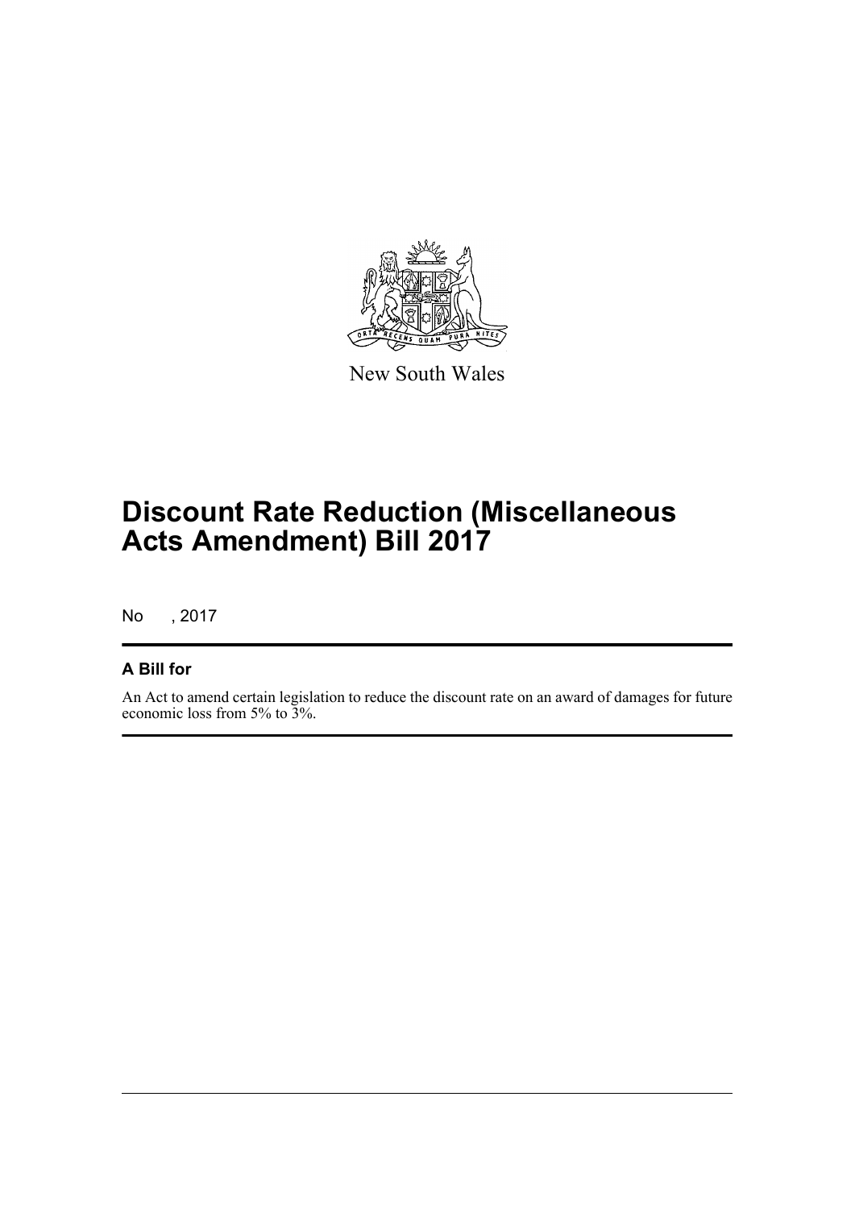New South Wales

# Discount Rate Reduction (Miscellaneous Acts Amendment) Bill 2017

No , 2017

## A Bill for

An Act to amend certain legislation to reduce the discount rate on an award of damages for future economic loss from 5% to 3%.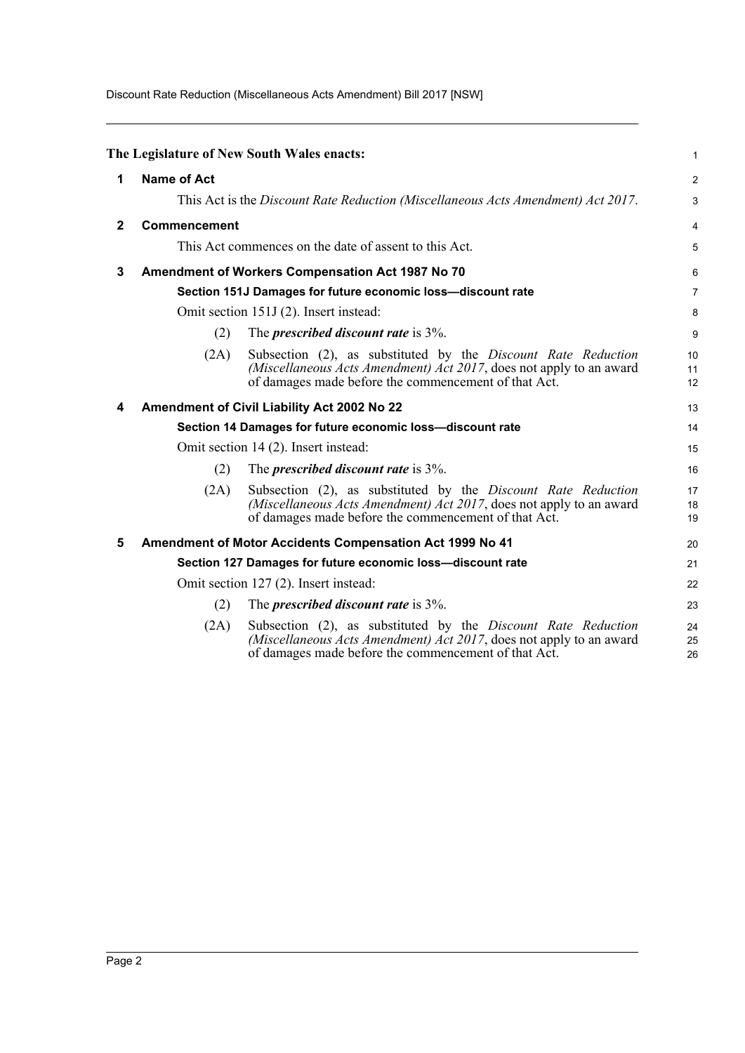**The Legislature of New South Wales enacts:**

## 1 Name of Act

This Act is the *Discount Rate Reduction (Miscellaneous Acts Amendment) Act 2017*.

## 2 Commencement

This Act commences on the date of assent to this Act.

## 3 Amendment of Workers Compensation Act 1987 No 70

### Section 151J Damages for future economic loss—discount rate

Omit section 151J (2). Insert instead:

(2) The ***prescribed discount rate*** is 3%.

(2A) Subsection (2), as substituted by the *Discount Rate Reduction (Miscellaneous Acts Amendment) Act 2017*, does not apply to an award of damages made before the commencement of that Act.

## 4 Amendment of Civil Liability Act 2002 No 22

### Section 14 Damages for future economic loss—discount rate

Omit section 14 (2). Insert instead:

(2) The ***prescribed discount rate*** is 3%.

(2A) Subsection (2), as substituted by the *Discount Rate Reduction (Miscellaneous Acts Amendment) Act 2017*, does not apply to an award of damages made before the commencement of that Act.

## 5 Amendment of Motor Accidents Compensation Act 1999 No 41

### Section 127 Damages for future economic loss—discount rate

Omit section 127 (2). Insert instead:

(2) The ***prescribed discount rate*** is 3%.

(2A) Subsection (2), as substituted by the *Discount Rate Reduction (Miscellaneous Acts Amendment) Act 2017*, does not apply to an award of damages made before the commencement of that Act.